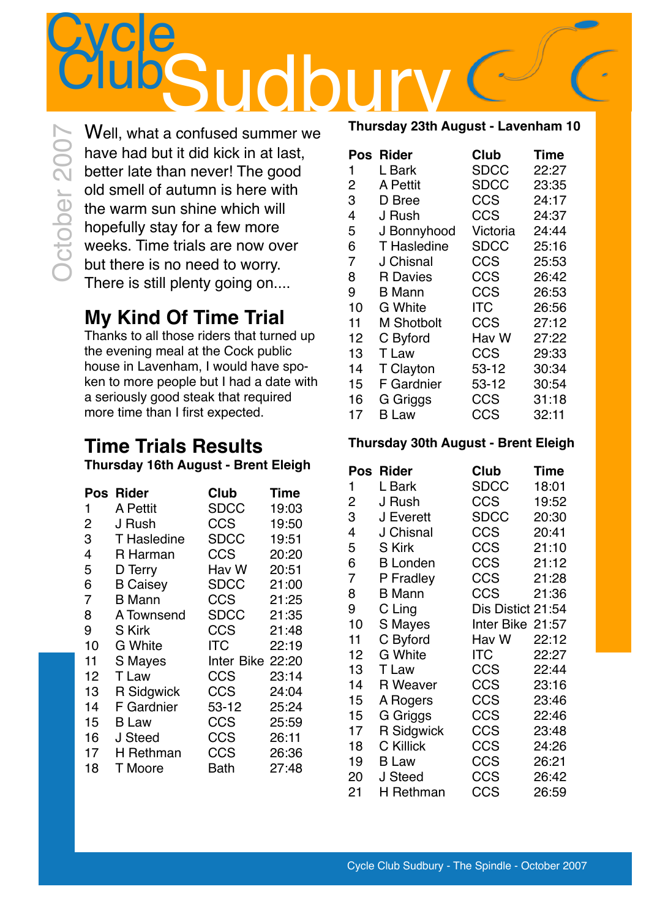# Cycle Club Sudbury

October 2007

Well, what a confused summer we have had but it did kick in at last, better late than never! The good old smell of autumn is here with the warm sun shine which will hopefully stay for a few more weeks. Time trials are now over but there is no need to worry. There is still plenty going on....

## My Kind Of Time Trial

Thanks to all those riders that turned up the evening meal at the Cock public house in Lavenham, I would have spoken to more people but I had a date with a seriously good steak that required more time than I first expected.

## Time Trials Results

**Thursday 16th August - Brent Eleigh**

| Pos | Rider | Club | Time |
|---|---|---|---|
| 1 | A Pettit | SDCC | 19:03 |
| 2 | J Rush | CCS | 19:50 |
| 3 | T Hasledine | SDCC | 19:51 |
| 4 | R Harman | CCS | 20:20 |
| 5 | D Terry | Hav W | 20:51 |
| 6 | B Caisey | SDCC | 21:00 |
| 7 | B Mann | CCS | 21:25 |
| 8 | A Townsend | SDCC | 21:35 |
| 9 | S Kirk | CCS | 21:48 |
| 10 | G White | ITC | 22:19 |
| 11 | S Mayes | Inter Bike | 22:20 |
| 12 | T Law | CCS | 23:14 |
| 13 | R Sidgwick | CCS | 24:04 |
| 14 | F Gardnier | 53-12 | 25:24 |
| 15 | B Law | CCS | 25:59 |
| 16 | J Steed | CCS | 26:11 |
| 17 | H Rethman | CCS | 26:36 |
| 18 | T Moore | Bath | 27:48 |

**Thursday 23th August - Lavenham 10**

| Pos | Rider | Club | Time |
|---|---|---|---|
| 1 | L Bark | SDCC | 22:27 |
| 2 | A Pettit | SDCC | 23:35 |
| 3 | D Bree | CCS | 24:17 |
| 4 | J Rush | CCS | 24:37 |
| 5 | J Bonnyhood | Victoria | 24:44 |
| 6 | T Hasledine | SDCC | 25:16 |
| 7 | J Chisnal | CCS | 25:53 |
| 8 | R Davies | CCS | 26:42 |
| 9 | B Mann | CCS | 26:53 |
| 10 | G White | ITC | 26:56 |
| 11 | M Shotbolt | CCS | 27:12 |
| 12 | C Byford | Hav W | 27:22 |
| 13 | T Law | CCS | 29:33 |
| 14 | T Clayton | 53-12 | 30:34 |
| 15 | F Gardnier | 53-12 | 30:54 |
| 16 | G Griggs | CCS | 31:18 |
| 17 | B Law | CCS | 32:11 |

**Thursday 30th August - Brent Eleigh**

| Pos | Rider | Club | Time |
|---|---|---|---|
| 1 | L Bark | SDCC | 18:01 |
| 2 | J Rush | CCS | 19:52 |
| 3 | J Everett | SDCC | 20:30 |
| 4 | J Chisnal | CCS | 20:41 |
| 5 | S Kirk | CCS | 21:10 |
| 6 | B Londen | CCS | 21:12 |
| 7 | P Fradley | CCS | 21:28 |
| 8 | B Mann | CCS | 21:36 |
| 9 | C Ling | Dis Distict | 21:54 |
| 10 | S Mayes | Inter Bike | 21:57 |
| 11 | C Byford | Hav W | 22:12 |
| 12 | G White | ITC | 22:27 |
| 13 | T Law | CCS | 22:44 |
| 14 | R Weaver | CCS | 23:16 |
| 15 | A Rogers | CCS | 23:46 |
| 15 | G Griggs | CCS | 22:46 |
| 17 | R Sidgwick | CCS | 23:48 |
| 18 | C Killick | CCS | 24:26 |
| 19 | B Law | CCS | 26:21 |
| 20 | J Steed | CCS | 26:42 |
| 21 | H Rethman | CCS | 26:59 |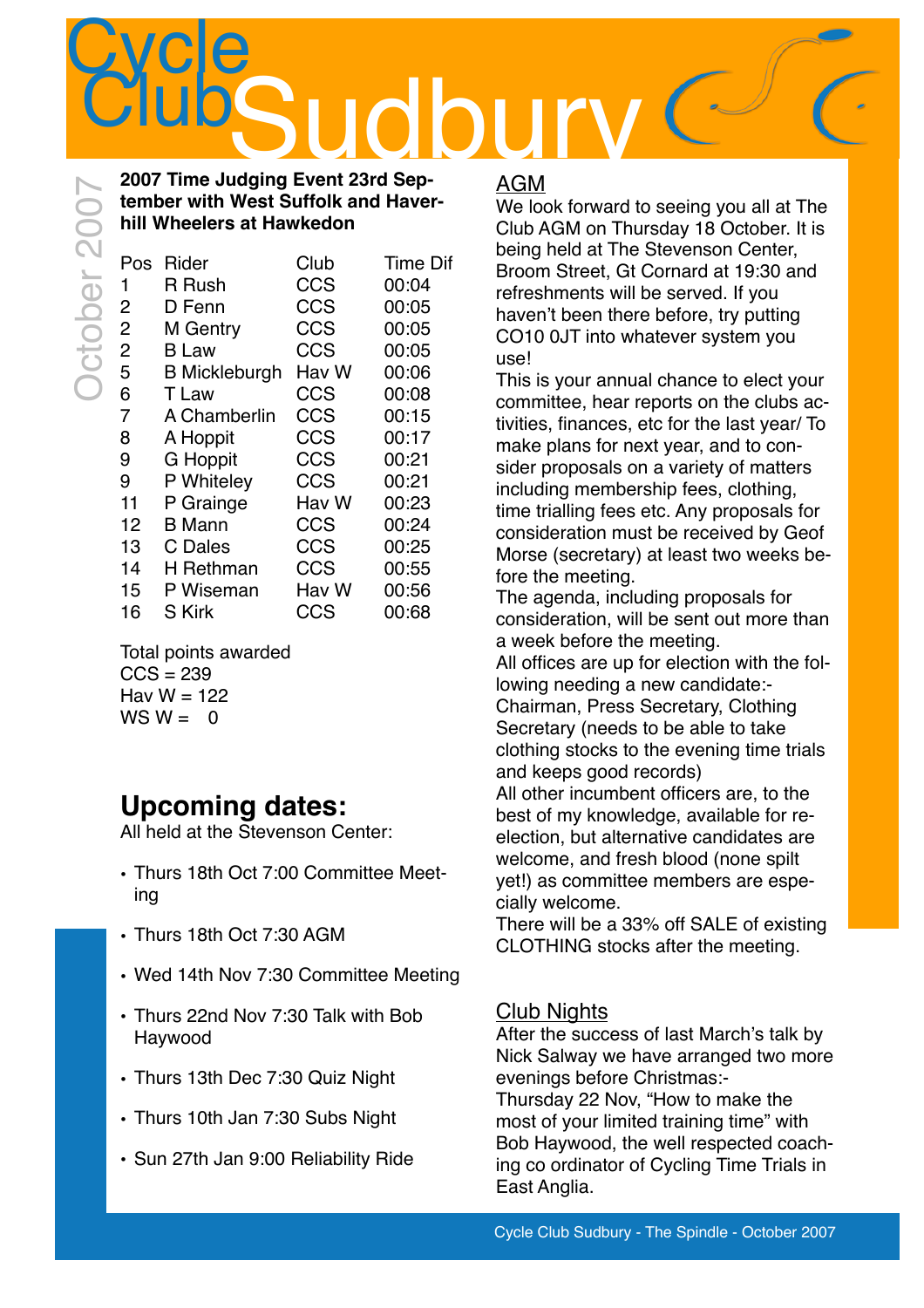# Cycle Club Sudbury

October 2007

**2007 Time Judging Event 23rd September with West Suffolk and Haverhill Wheelers at Hawkedon**

| Pos | Rider | Club | Time Dif |
|---|---|---|---|
| 1 | R Rush | CCS | 00:04 |
| 2 | D Fenn | CCS | 00:05 |
| 2 | M Gentry | CCS | 00:05 |
| 2 | B Law | CCS | 00:05 |
| 5 | B Mickleburgh | Hav W | 00:06 |
| 6 | T Law | CCS | 00:08 |
| 7 | A Chamberlin | CCS | 00:15 |
| 8 | A Hoppit | CCS | 00:17 |
| 9 | G Hoppit | CCS | 00:21 |
| 9 | P Whiteley | CCS | 00:21 |
| 11 | P Grainge | Hav W | 00:23 |
| 12 | B Mann | CCS | 00:24 |
| 13 | C Dales | CCS | 00:25 |
| 14 | H Rethman | CCS | 00:55 |
| 15 | P Wiseman | Hav W | 00:56 |
| 16 | S Kirk | CCS | 00:68 |

Total points awarded
CCS = 239
Hav W = 122
WS W = 0

## Upcoming dates:

All held at the Stevenson Center:

- Thurs 18th Oct 7:00 Committee Meeting
- Thurs 18th Oct 7:30 AGM
- Wed 14th Nov 7:30 Committee Meeting
- Thurs 22nd Nov 7:30 Talk with Bob Haywood
- Thurs 13th Dec 7:30 Quiz Night
- Thurs 10th Jan 7:30 Subs Night
- Sun 27th Jan 9:00 Reliability Ride

## AGM

We look forward to seeing you all at The Club AGM on Thursday 18 October. It is being held at The Stevenson Center, Broom Street, Gt Cornard at 19:30 and refreshments will be served. If you haven't been there before, try putting CO10 0JT into whatever system you use!

This is your annual chance to elect your committee, hear reports on the clubs activities, finances, etc for the last year/ To make plans for next year, and to consider proposals on a variety of matters including membership fees, clothing, time trialling fees etc. Any proposals for consideration must be received by Geof Morse (secretary) at least two weeks before the meeting.

The agenda, including proposals for consideration, will be sent out more than a week before the meeting.

All offices are up for election with the following needing a new candidate:- Chairman, Press Secretary, Clothing Secretary (needs to be able to take clothing stocks to the evening time trials and keeps good records)

All other incumbent officers are, to the best of my knowledge, available for re-election, but alternative candidates are welcome, and fresh blood (none spilt yet!) as committee members are especially welcome.

There will be a 33% off SALE of existing CLOTHING stocks after the meeting.

## Club Nights

After the success of last March's talk by Nick Salway we have arranged two more evenings before Christmas:-

Thursday 22 Nov, "How to make the most of your limited training time" with Bob Haywood, the well respected coaching co ordinator of Cycling Time Trials in East Anglia.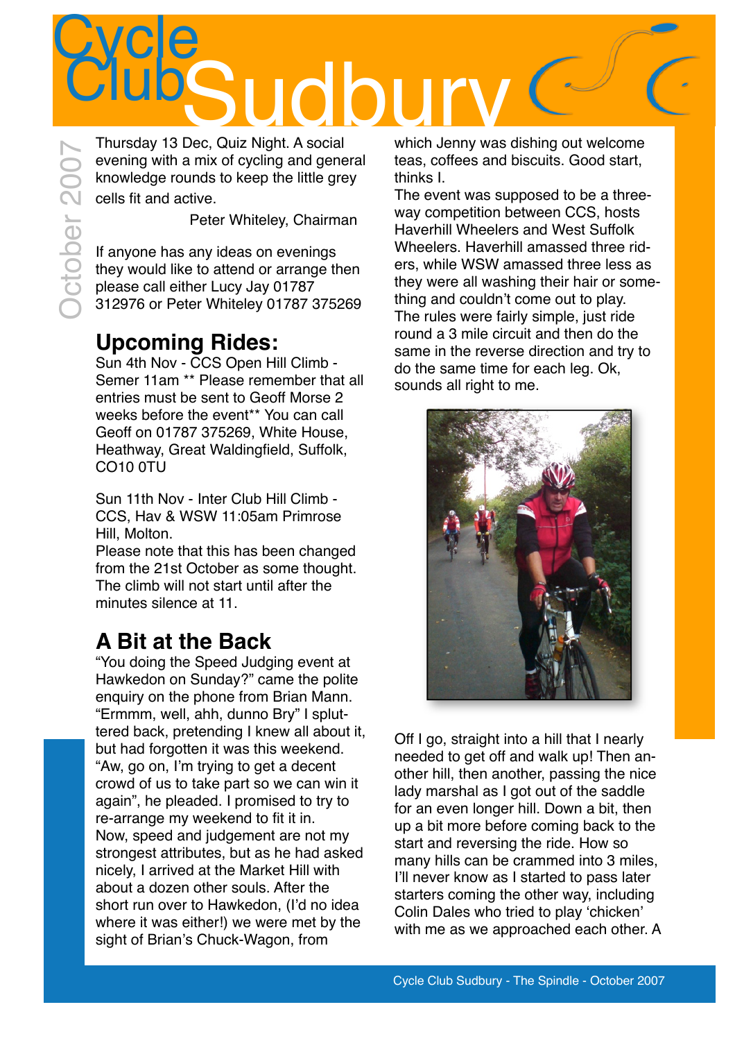# Cycle Club Sudbury

October 2007

Thursday 13 Dec, Quiz Night. A social evening with a mix of cycling and general knowledge rounds to keep the little grey cells fit and active.

Peter Whiteley, Chairman

If anyone has any ideas on evenings they would like to attend or arrange then please call either Lucy Jay 01787 312976 or Peter Whiteley 01787 375269

## Upcoming Rides:

Sun 4th Nov - CCS Open Hill Climb - Semer 11am ** Please remember that all entries must be sent to Geoff Morse 2 weeks before the event** You can call Geoff on 01787 375269, White House, Heathway, Great Waldingfield, Suffolk, CO10 0TU

Sun 11th Nov - Inter Club Hill Climb - CCS, Hav & WSW 11:05am Primrose Hill, Molton.
Please note that this has been changed from the 21st October as some thought. The climb will not start until after the minutes silence at 11.

## A Bit at the Back

"You doing the Speed Judging event at Hawkedon on Sunday?" came the polite enquiry on the phone from Brian Mann. "Ermmm, well, ahh, dunno Bry" I spluttered back, pretending I knew all about it, but had forgotten it was this weekend. "Aw, go on, I'm trying to get a decent crowd of us to take part so we can win it again", he pleaded. I promised to try to re-arrange my weekend to fit it in.
Now, speed and judgement are not my strongest attributes, but as he had asked nicely, I arrived at the Market Hill with about a dozen other souls. After the short run over to Hawkedon, (I'd no idea where it was either!) we were met by the sight of Brian's Chuck-Wagon, from which Jenny was dishing out welcome teas, coffees and biscuits. Good start, thinks I.
The event was supposed to be a three-way competition between CCS, hosts Haverhill Wheelers and West Suffolk Wheelers. Haverhill amassed three riders, while WSW amassed three less as they were all washing their hair or something and couldn't come out to play.
The rules were fairly simple, just ride round a 3 mile circuit and then do the same in the reverse direction and try to do the same time for each leg. Ok, sounds all right to me.

Off I go, straight into a hill that I nearly needed to get off and walk up! Then another hill, then another, passing the nice lady marshal as I got out of the saddle for an even longer hill. Down a bit, then up a bit more before coming back to the start and reversing the ride. How so many hills can be crammed into 3 miles, I'll never know as I started to pass later starters coming the other way, including Colin Dales who tried to play 'chicken' with me as we approached each other. A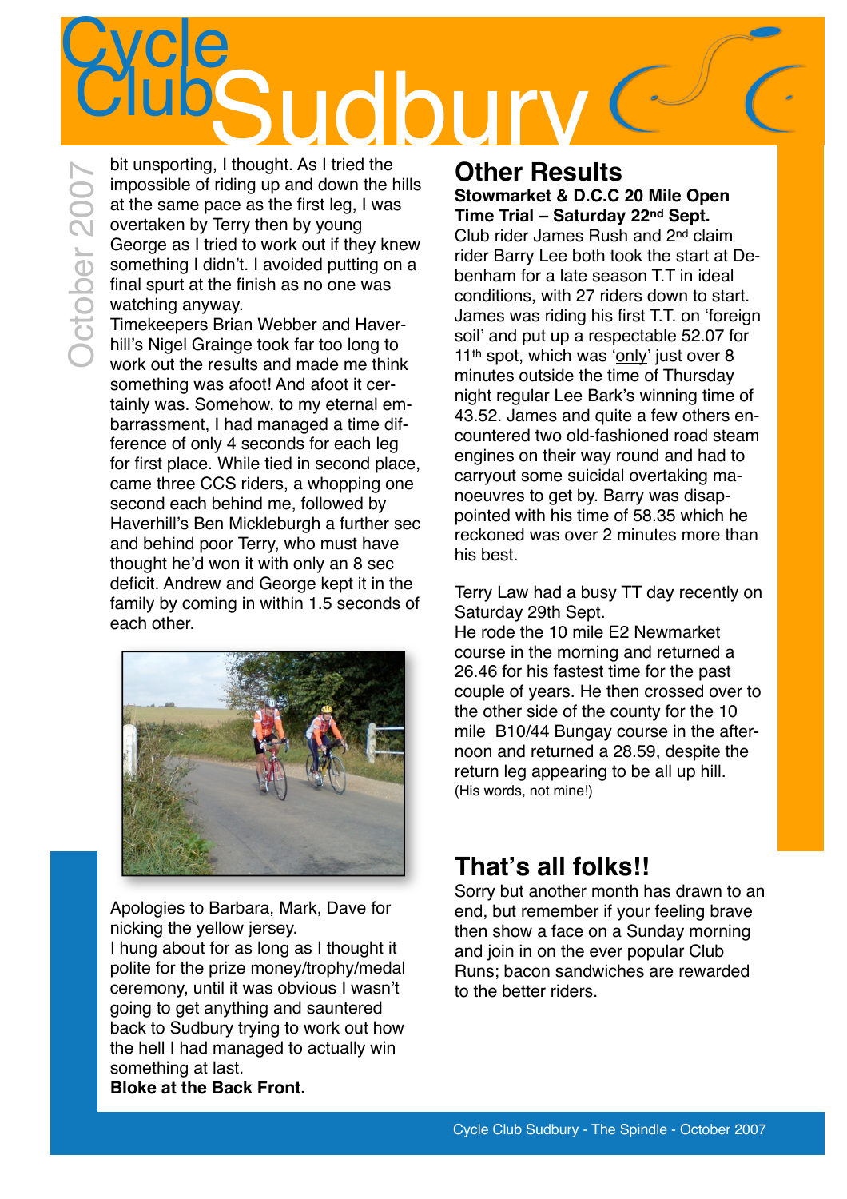bit unsporting, I thought. As I tried the impossible of riding up and down the hills at the same pace as the first leg, I was overtaken by Terry then by young George as I tried to work out if they knew something I didn't. I avoided putting on a final spurt at the finish as no one was watching anyway.

Timekeepers Brian Webber and Haverhill's Nigel Grainge took far too long to work out the results and made me think something was afoot! And afoot it certainly was. Somehow, to my eternal embarrassment, I had managed a time difference of only 4 seconds for each leg for first place. While tied in second place, came three CCS riders, a whopping one second each behind me, followed by Haverhill's Ben Mickleburgh a further sec and behind poor Terry, who must have thought he'd won it with only an 8 sec deficit. Andrew and George kept it in the family by coming in within 1.5 seconds of each other.

Apologies to Barbara, Mark, Dave for nicking the yellow jersey.

I hung about for as long as I thought it polite for the prize money/trophy/medal ceremony, until it was obvious I wasn't going to get anything and sauntered back to Sudbury trying to work out how the hell I had managed to actually win something at last.

**Bloke at the ~~Back~~ Front.**

## Other Results

**Stowmarket & D.C.C 20 Mile Open Time Trial – Saturday 22nd Sept.**

Club rider James Rush and 2nd claim rider Barry Lee both took the start at Debenham for a late season T.T in ideal conditions, with 27 riders down to start. James was riding his first T.T. on 'foreign soil' and put up a respectable 52.07 for 11th spot, which was 'only' just over 8 minutes outside the time of Thursday night regular Lee Bark's winning time of 43.52. James and quite a few others encountered two old-fashioned road steam engines on their way round and had to carryout some suicidal overtaking manoeuvres to get by. Barry was disappointed with his time of 58.35 which he reckoned was over 2 minutes more than his best.

Terry Law had a busy TT day recently on Saturday 29th Sept.

He rode the 10 mile E2 Newmarket course in the morning and returned a 26.46 for his fastest time for the past couple of years. He then crossed over to the other side of the county for the 10 mile B10/44 Bungay course in the afternoon and returned a 28.59, despite the return leg appearing to be all up hill. (His words, not mine!)

## That's all folks!!

Sorry but another month has drawn to an end, but remember if your feeling brave then show a face on a Sunday morning and join in on the ever popular Club Runs; bacon sandwiches are rewarded to the better riders.